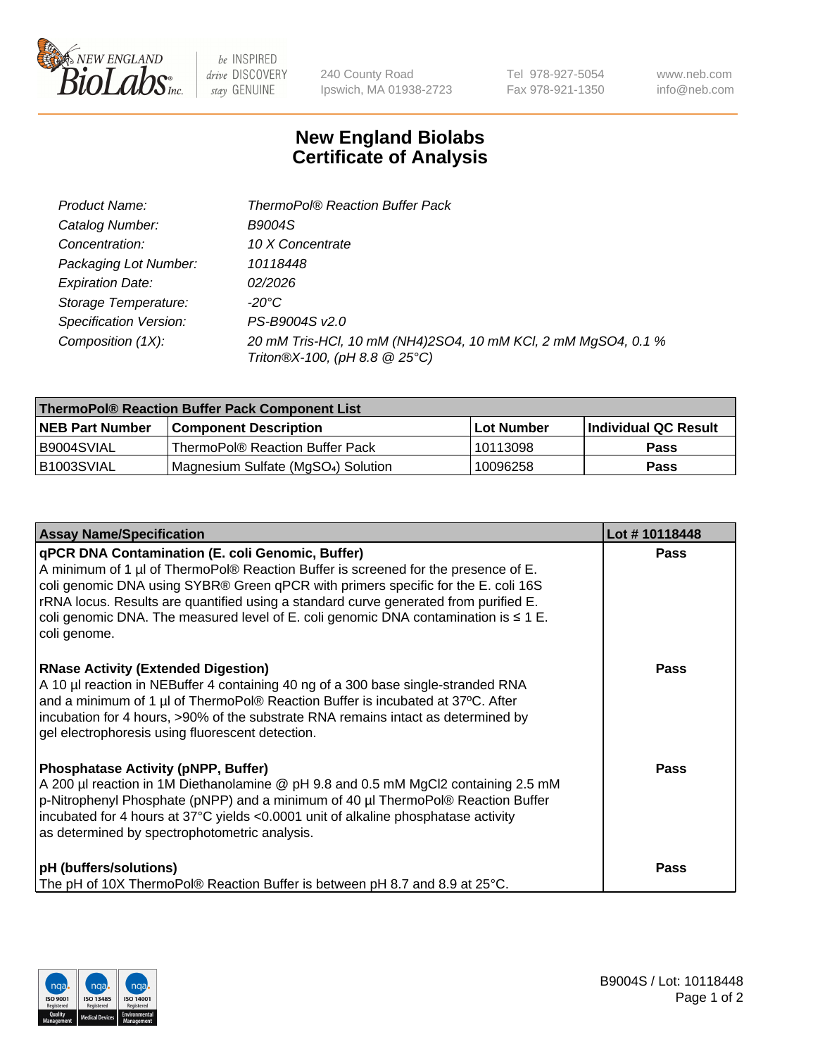NEW ENGLAND BioLabs Inc. — be INSPIRED drive DISCOVERY stay GENUINE

240 County Road
Ipswich, MA 01938-2723

Tel 978-927-5054
Fax 978-921-1350

www.neb.com
info@neb.com

# New England Biolabs
# Certificate of Analysis

| | |
|---|---|
| *Product Name:* | *ThermoPol® Reaction Buffer Pack* |
| *Catalog Number:* | *B9004S* |
| *Concentration:* | *10 X Concentrate* |
| *Packaging Lot Number:* | *10118448* |
| *Expiration Date:* | *02/2026* |
| *Storage Temperature:* | *-20°C* |
| *Specification Version:* | *PS-B9004S v2.0* |
| *Composition (1X):* | *20 mM Tris-HCl, 10 mM (NH4)2SO4, 10 mM KCl, 2 mM MgSO4, 0.1 % Triton®X-100, (pH 8.8 @ 25°C)* |

| ThermoPol® Reaction Buffer Pack Component List | | | |
|---|---|---|---|
| **NEB Part Number** | **Component Description** | **Lot Number** | **Individual QC Result** |
| B9004SVIAL | ThermoPol® Reaction Buffer Pack | 10113098 | **Pass** |
| B1003SVIAL | Magnesium Sulfate ($MgSO_4$) Solution | 10096258 | **Pass** |

| Assay Name/Specification | Lot # 10118448 |
|---|---|
| **qPCR DNA Contamination (E. coli Genomic, Buffer)**<br>A minimum of 1 µl of ThermoPol® Reaction Buffer is screened for the presence of E. coli genomic DNA using SYBR® Green qPCR with primers specific for the E. coli 16S rRNA locus. Results are quantified using a standard curve generated from purified E. coli genomic DNA. The measured level of E. coli genomic DNA contamination is ≤ 1 E. coli genome. | **Pass** |
| **RNase Activity (Extended Digestion)**<br>A 10 µl reaction in NEBuffer 4 containing 40 ng of a 300 base single-stranded RNA and a minimum of 1 µl of ThermoPol® Reaction Buffer is incubated at 37ºC. After incubation for 4 hours, >90% of the substrate RNA remains intact as determined by gel electrophoresis using fluorescent detection. | **Pass** |
| **Phosphatase Activity (pNPP, Buffer)**<br>A 200 µl reaction in 1M Diethanolamine @ pH 9.8 and 0.5 mM MgCl2 containing 2.5 mM p-Nitrophenyl Phosphate (pNPP) and a minimum of 40 µl ThermoPol® Reaction Buffer incubated for 4 hours at 37°C yields <0.0001 unit of alkaline phosphatase activity as determined by spectrophotometric analysis. | **Pass** |
| **pH (buffers/solutions)**<br>The pH of 10X ThermoPol® Reaction Buffer is between pH 8.7 and 8.9 at 25°C. | **Pass** |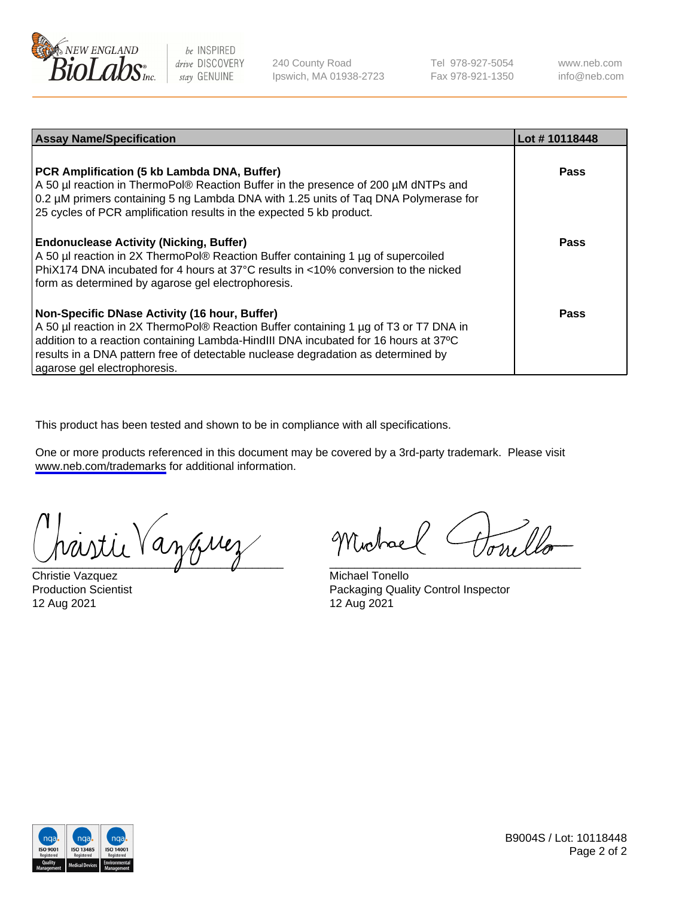| Assay Name/Specification | Lot # 10118448 |
| --- | --- |
| **PCR Amplification (5 kb Lambda DNA, Buffer)**<br>A 50 µl reaction in ThermoPol® Reaction Buffer in the presence of 200 µM dNTPs and 0.2 µM primers containing 5 ng Lambda DNA with 1.25 units of Taq DNA Polymerase for 25 cycles of PCR amplification results in the expected 5 kb product. | **Pass** |
| **Endonuclease Activity (Nicking, Buffer)**<br>A 50 µl reaction in 2X ThermoPol® Reaction Buffer containing 1 µg of supercoiled PhiX174 DNA incubated for 4 hours at 37°C results in <10% conversion to the nicked form as determined by agarose gel electrophoresis. | **Pass** |
| **Non-Specific DNase Activity (16 hour, Buffer)**<br>A 50 µl reaction in 2X ThermoPol® Reaction Buffer containing 1 µg of T3 or T7 DNA in addition to a reaction containing Lambda-HindIII DNA incubated for 16 hours at 37ºC results in a DNA pattern free of detectable nuclease degradation as determined by agarose gel electrophoresis. | **Pass** |

This product has been tested and shown to be in compliance with all specifications.

One or more products referenced in this document may be covered by a 3rd-party trademark. Please visit www.neb.com/trademarks for additional information.

Christie Vazquez
Production Scientist
12 Aug 2021

Michael Tonello
Packaging Quality Control Inspector
12 Aug 2021

B9004S / Lot: 10118448